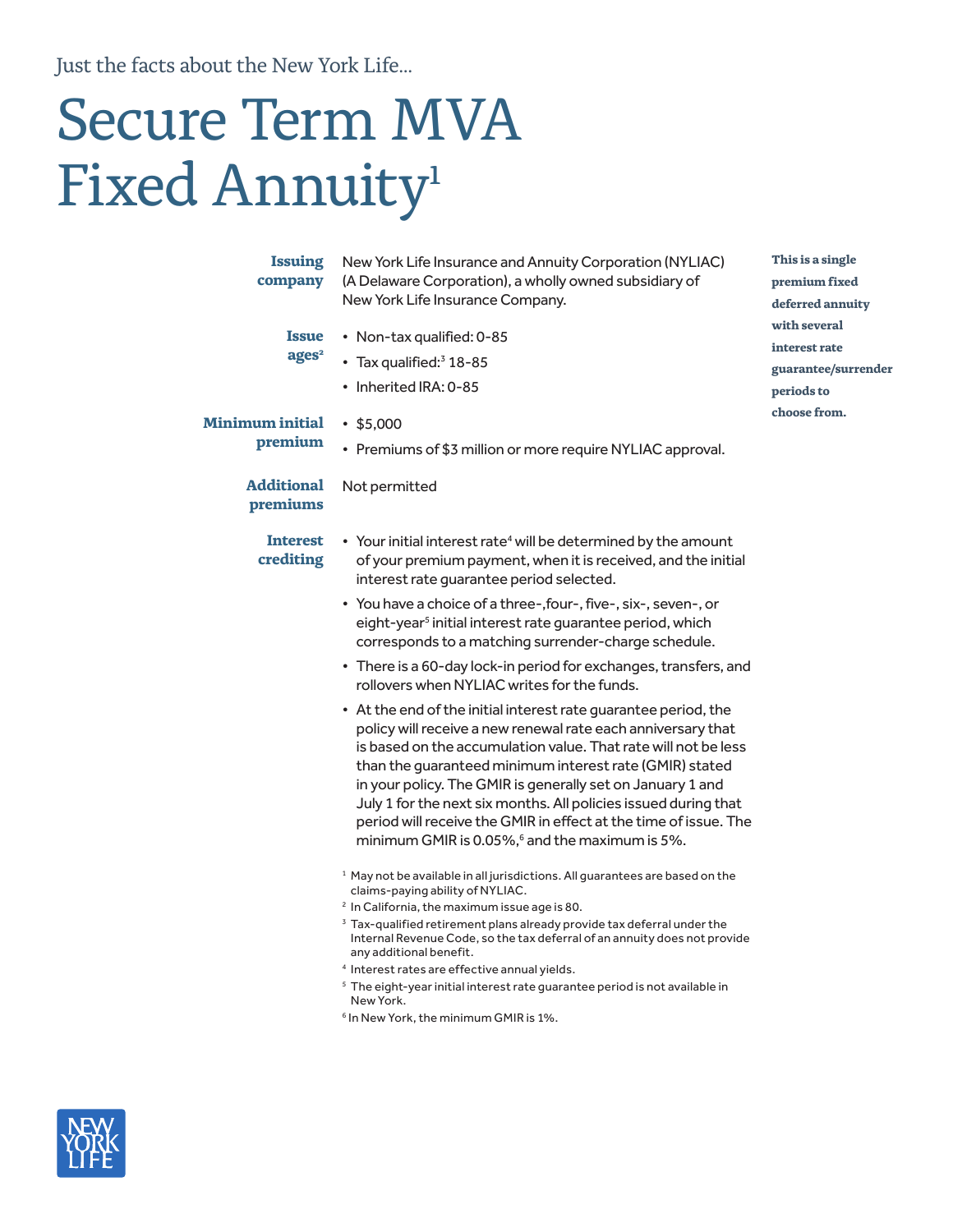Just the facts about the New York Life...

# Secure Term MVA Fixed Annuity[1]

**This is a single premium fixed deferred annuity with several interest rate guarantee/surrender periods to choose from.**

**Issuing company**

New York Life Insurance and Annuity Corporation (NYLIAC) (A Delaware Corporation), a wholly owned subsidiary of New York Life Insurance Company.

**Issue ages[2]**

- Non-tax qualified: 0-85
- Tax qualified:[3] 18-85
- Inherited IRA: 0-85

**Minimum initial premium**

- $5,000
- Premiums of $3 million or more require NYLIAC approval.

**Additional premiums**

Not permitted

**Interest crediting**

- Your initial interest rate[4] will be determined by the amount of your premium payment, when it is received, and the initial interest rate guarantee period selected.
- You have a choice of a three-,four-, five-, six-, seven-, or eight-year[5] initial interest rate guarantee period, which corresponds to a matching surrender-charge schedule.
- There is a 60-day lock-in period for exchanges, transfers, and rollovers when NYLIAC writes for the funds.
- At the end of the initial interest rate guarantee period, the policy will receive a new renewal rate each anniversary that is based on the accumulation value. That rate will not be less than the guaranteed minimum interest rate (GMIR) stated in your policy. The GMIR is generally set on January 1 and July 1 for the next six months. All policies issued during that period will receive the GMIR in effect at the time of issue. The minimum GMIR is 0.05%,[6] and the maximum is 5%.

[1] May not be available in all jurisdictions. All guarantees are based on the claims-paying ability of NYLIAC.

[2] In California, the maximum issue age is 80.

[3] Tax-qualified retirement plans already provide tax deferral under the Internal Revenue Code, so the tax deferral of an annuity does not provide any additional benefit.

[4] Interest rates are effective annual yields.

[5] The eight-year initial interest rate guarantee period is not available in New York.

[6] In New York, the minimum GMIR is 1%.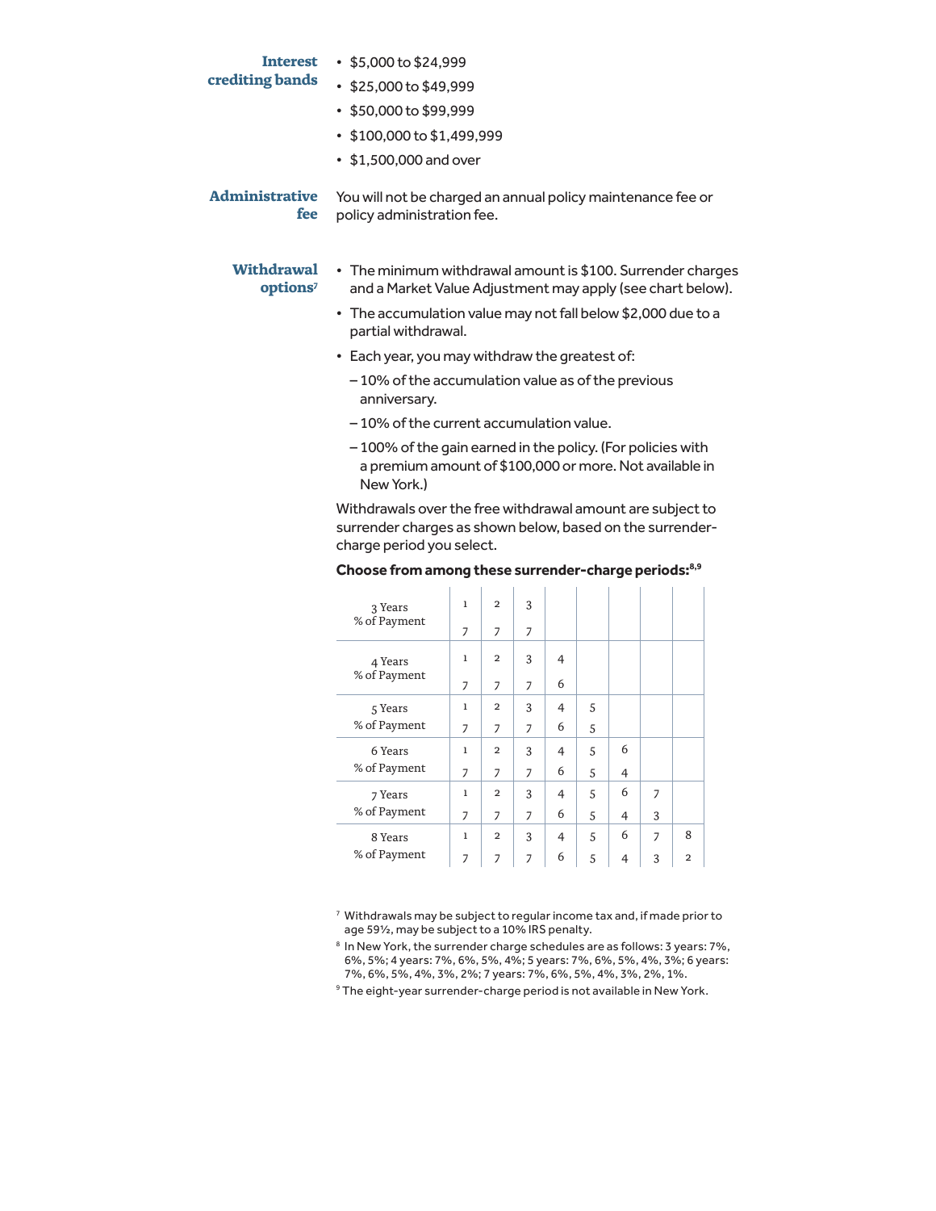**Interest crediting bands**

- $5,000 to $24,999
- $25,000 to $49,999
- $50,000 to $99,999
- $100,000 to $1,499,999
- $1,500,000 and over

**Administrative fee**

You will not be charged an annual policy maintenance fee or policy administration fee.

**Withdrawal options**[7]

- The minimum withdrawal amount is $100. Surrender charges and a Market Value Adjustment may apply (see chart below).
- The accumulation value may not fall below $2,000 due to a partial withdrawal.
- Each year, you may withdraw the greatest of:
  - 10% of the accumulation value as of the previous anniversary.
  - 10% of the current accumulation value.
  - 100% of the gain earned in the policy. (For policies with a premium amount of $100,000 or more. Not available in New York.)

Withdrawals over the free withdrawal amount are subject to surrender charges as shown below, based on the surrender-charge period you select.

**Choose from among these surrender-charge periods:**[8,9]

| | | | | | | | | |
|---|---|---|---|---|---|---|---|---|
| 3 Years | 1 | 2 | 3 | | | | | |
| % of Payment | 7 | 7 | 7 | | | | | |
| 4 Years | 1 | 2 | 3 | 4 | | | | |
| % of Payment | 7 | 7 | 7 | 6 | | | | |
| 5 Years | 1 | 2 | 3 | 4 | 5 | | | |
| % of Payment | 7 | 7 | 7 | 6 | 5 | | | |
| 6 Years | 1 | 2 | 3 | 4 | 5 | 6 | | |
| % of Payment | 7 | 7 | 7 | 6 | 5 | 4 | | |
| 7 Years | 1 | 2 | 3 | 4 | 5 | 6 | 7 | |
| % of Payment | 7 | 7 | 7 | 6 | 5 | 4 | 3 | |
| 8 Years | 1 | 2 | 3 | 4 | 5 | 6 | 7 | 8 |
| % of Payment | 7 | 7 | 7 | 6 | 5 | 4 | 3 | 2 |

[7] Withdrawals may be subject to regular income tax and, if made prior to age 59½, may be subject to a 10% IRS penalty.

[8] In New York, the surrender charge schedules are as follows: 3 years: 7%, 6%, 5%; 4 years: 7%, 6%, 5%, 4%; 5 years: 7%, 6%, 5%, 4%, 3%; 6 years: 7%, 6%, 5%, 4%, 3%, 2%; 7 years: 7%, 6%, 5%, 4%, 3%, 2%, 1%.

[9] The eight-year surrender-charge period is not available in New York.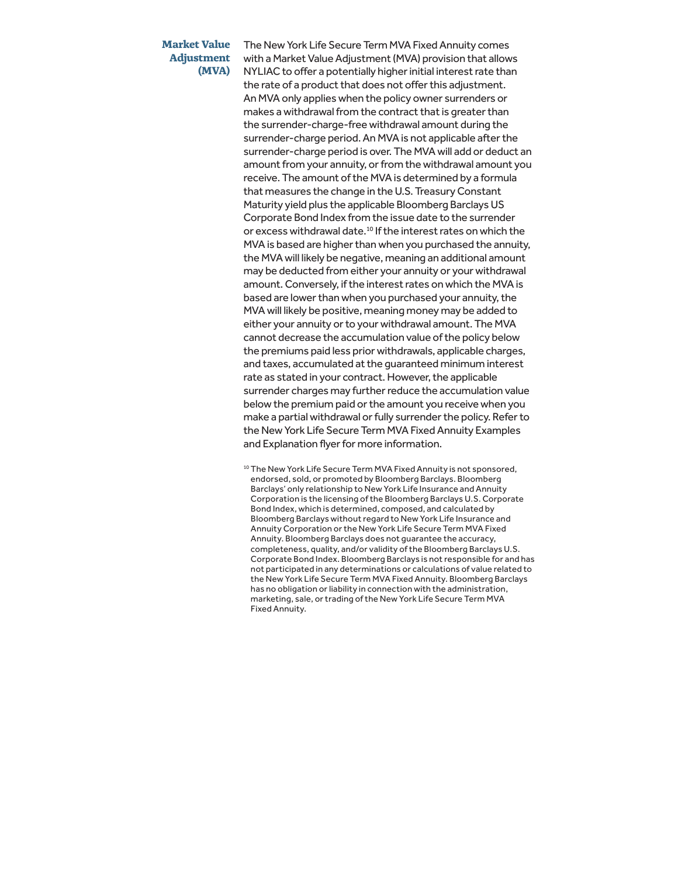## Market Value Adjustment (MVA)

The New York Life Secure Term MVA Fixed Annuity comes with a Market Value Adjustment (MVA) provision that allows NYLIAC to offer a potentially higher initial interest rate than the rate of a product that does not offer this adjustment. An MVA only applies when the policy owner surrenders or makes a withdrawal from the contract that is greater than the surrender-charge-free withdrawal amount during the surrender-charge period. An MVA is not applicable after the surrender-charge period is over. The MVA will add or deduct an amount from your annuity, or from the withdrawal amount you receive. The amount of the MVA is determined by a formula that measures the change in the U.S. Treasury Constant Maturity yield plus the applicable Bloomberg Barclays US Corporate Bond Index from the issue date to the surrender or excess withdrawal date.[10] If the interest rates on which the MVA is based are higher than when you purchased the annuity, the MVA will likely be negative, meaning an additional amount may be deducted from either your annuity or your withdrawal amount. Conversely, if the interest rates on which the MVA is based are lower than when you purchased your annuity, the MVA will likely be positive, meaning money may be added to either your annuity or to your withdrawal amount. The MVA cannot decrease the accumulation value of the policy below the premiums paid less prior withdrawals, applicable charges, and taxes, accumulated at the guaranteed minimum interest rate as stated in your contract. However, the applicable surrender charges may further reduce the accumulation value below the premium paid or the amount you receive when you make a partial withdrawal or fully surrender the policy. Refer to the New York Life Secure Term MVA Fixed Annuity Examples and Explanation flyer for more information.

[10] The New York Life Secure Term MVA Fixed Annuity is not sponsored, endorsed, sold, or promoted by Bloomberg Barclays. Bloomberg Barclays' only relationship to New York Life Insurance and Annuity Corporation is the licensing of the Bloomberg Barclays U.S. Corporate Bond Index, which is determined, composed, and calculated by Bloomberg Barclays without regard to New York Life Insurance and Annuity Corporation or the New York Life Secure Term MVA Fixed Annuity. Bloomberg Barclays does not guarantee the accuracy, completeness, quality, and/or validity of the Bloomberg Barclays U.S. Corporate Bond Index. Bloomberg Barclays is not responsible for and has not participated in any determinations or calculations of value related to the New York Life Secure Term MVA Fixed Annuity. Bloomberg Barclays has no obligation or liability in connection with the administration, marketing, sale, or trading of the New York Life Secure Term MVA Fixed Annuity.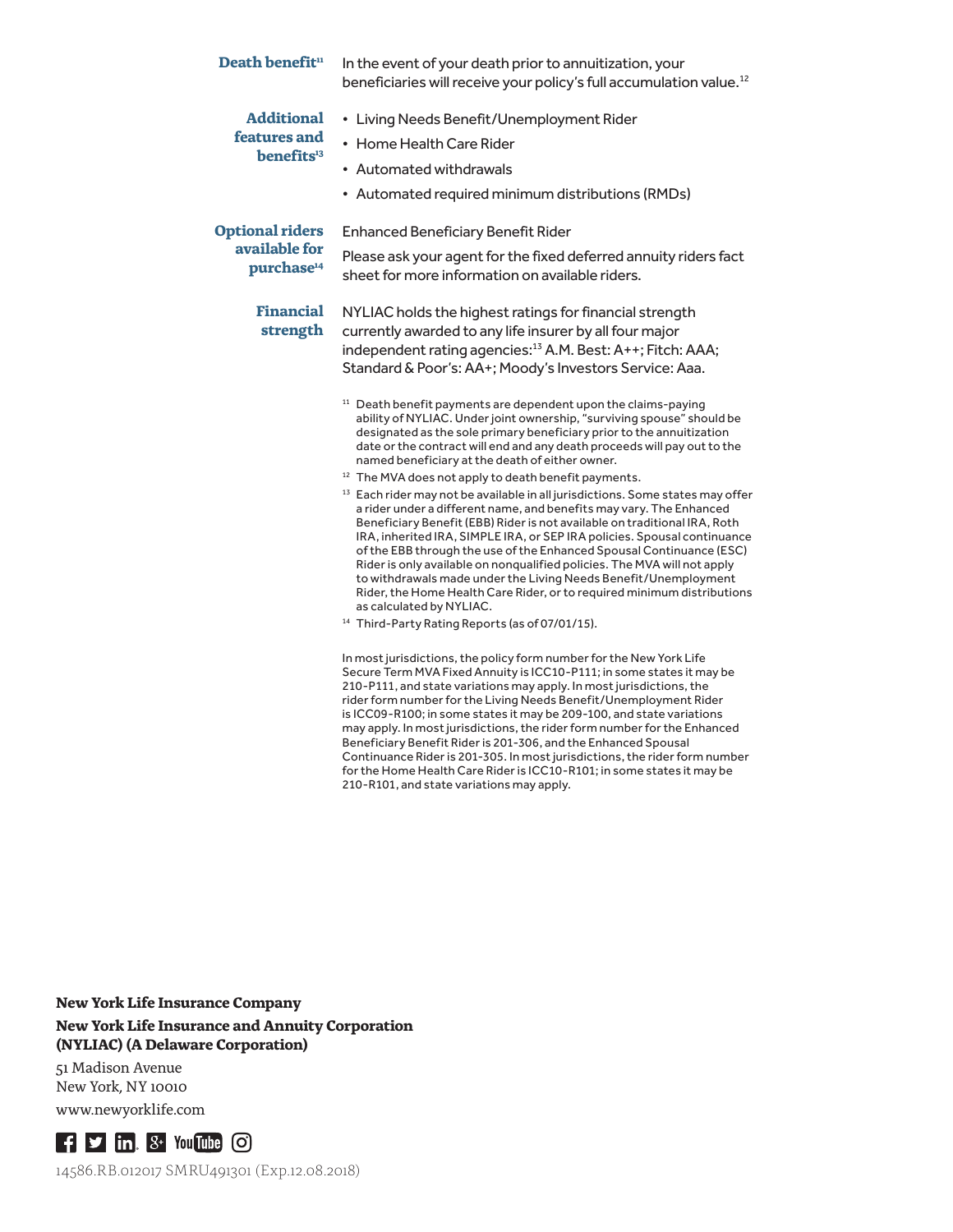**Death benefit**[11]

In the event of your death prior to annuitization, your beneficiaries will receive your policy's full accumulation value.[12]

**Additional features and benefits**[13]

- Living Needs Benefit/Unemployment Rider
- Home Health Care Rider
- Automated withdrawals
- Automated required minimum distributions (RMDs)

**Optional riders available for purchase**[14]

Enhanced Beneficiary Benefit Rider

Please ask your agent for the fixed deferred annuity riders fact sheet for more information on available riders.

**Financial strength**

NYLIAC holds the highest ratings for financial strength currently awarded to any life insurer by all four major independent rating agencies:[13] A.M. Best: A++; Fitch: AAA; Standard & Poor's: AA+; Moody's Investors Service: Aaa.

[11] Death benefit payments are dependent upon the claims-paying ability of NYLIAC. Under joint ownership, "surviving spouse" should be designated as the sole primary beneficiary prior to the annuitization date or the contract will end and any death proceeds will pay out to the named beneficiary at the death of either owner.

[12] The MVA does not apply to death benefit payments.

[13] Each rider may not be available in all jurisdictions. Some states may offer a rider under a different name, and benefits may vary. The Enhanced Beneficiary Benefit (EBB) Rider is not available on traditional IRA, Roth IRA, inherited IRA, SIMPLE IRA, or SEP IRA policies. Spousal continuance of the EBB through the use of the Enhanced Spousal Continuance (ESC) Rider is only available on nonqualified policies. The MVA will not apply to withdrawals made under the Living Needs Benefit/Unemployment Rider, the Home Health Care Rider, or to required minimum distributions as calculated by NYLIAC.

[14] Third-Party Rating Reports (as of 07/01/15).

In most jurisdictions, the policy form number for the New York Life Secure Term MVA Fixed Annuity is ICC10-P111; in some states it may be 210-P111, and state variations may apply. In most jurisdictions, the rider form number for the Living Needs Benefit/Unemployment Rider is ICC09-R100; in some states it may be 209-100, and state variations may apply. In most jurisdictions, the rider form number for the Enhanced Beneficiary Benefit Rider is 201-306, and the Enhanced Spousal Continuance Rider is 201-305. In most jurisdictions, the rider form number for the Home Health Care Rider is ICC10-R101; in some states it may be 210-R101, and state variations may apply.

**New York Life Insurance Company**

**New York Life Insurance and Annuity Corporation (NYLIAC) (A Delaware Corporation)**

51 Madison Avenue
New York, NY 10010
www.newyorklife.com

14586.RB.012017 SMRU491301 (Exp.12.08.2018)